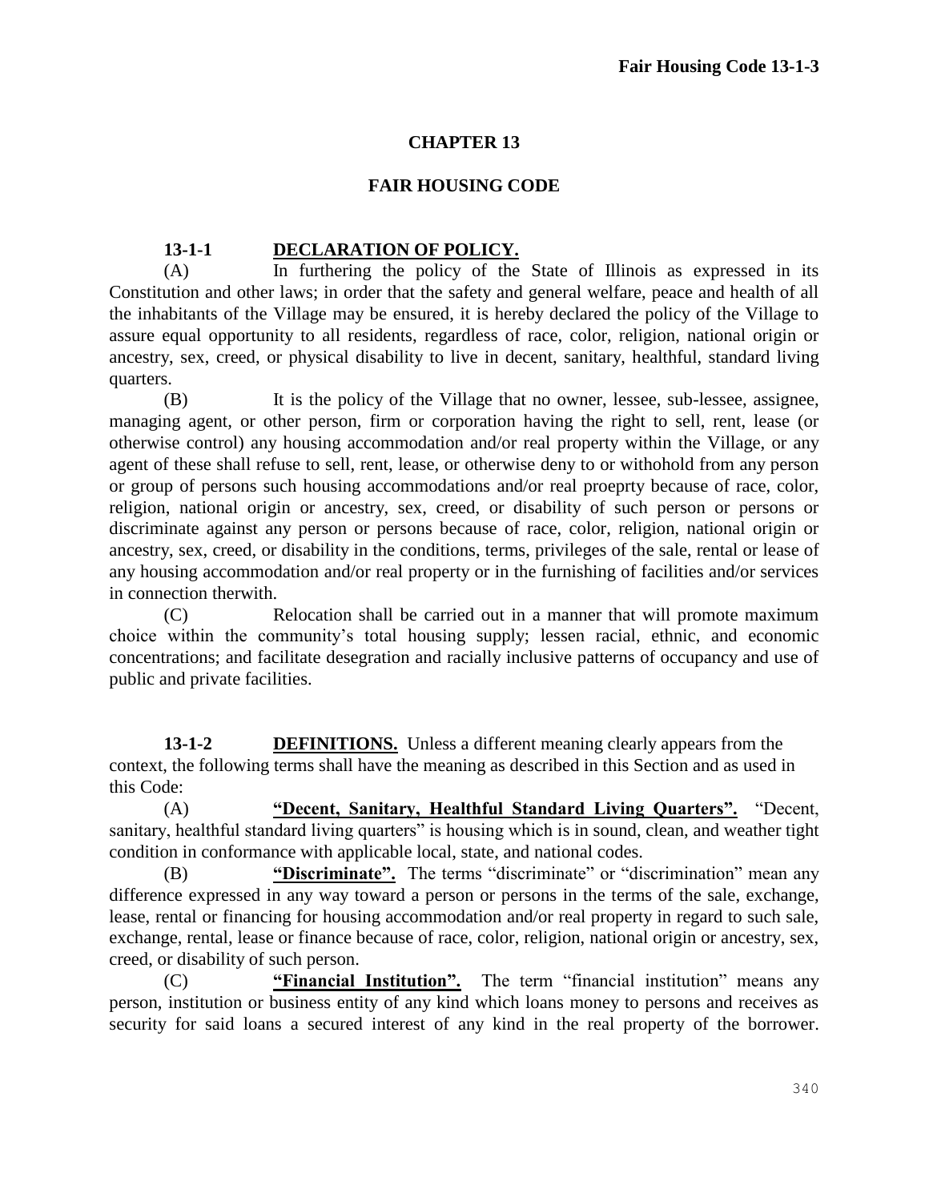# CHAPTER 13

## FAIR HOUSING CODE

**13-1-1 DECLARATION OF POLICY.**

(A) In furthering the policy of the State of Illinois as expressed in its Constitution and other laws; in order that the safety and general welfare, peace and health of all the inhabitants of the Village may be ensured, it is hereby declared the policy of the Village to assure equal opportunity to all residents, regardless of race, color, religion, national origin or ancestry, sex, creed, or physical disability to live in decent, sanitary, healthful, standard living quarters.

(B) It is the policy of the Village that no owner, lessee, sub-lessee, assignee, managing agent, or other person, firm or corporation having the right to sell, rent, lease (or otherwise control) any housing accommodation and/or real property within the Village, or any agent of these shall refuse to sell, rent, lease, or otherwise deny to or withohold from any person or group of persons such housing accommodations and/or real proeprty because of race, color, religion, national origin or ancestry, sex, creed, or disability of such person or persons or discriminate against any person or persons because of race, color, religion, national origin or ancestry, sex, creed, or disability in the conditions, terms, privileges of the sale, rental or lease of any housing accommodation and/or real property or in the furnishing of facilities and/or services in connection therwith.

(C) Relocation shall be carried out in a manner that will promote maximum choice within the community's total housing supply; lessen racial, ethnic, and economic concentrations; and facilitate desegration and racially inclusive patterns of occupancy and use of public and private facilities.

**13-1-2 DEFINITIONS.** Unless a different meaning clearly appears from the context, the following terms shall have the meaning as described in this Section and as used in this Code:

(A) **"Decent, Sanitary, Healthful Standard Living Quarters".** "Decent, sanitary, healthful standard living quarters" is housing which is in sound, clean, and weather tight condition in conformance with applicable local, state, and national codes.

(B) **"Discriminate".** The terms "discriminate" or "discrimination" mean any difference expressed in any way toward a person or persons in the terms of the sale, exchange, lease, rental or financing for housing accommodation and/or real property in regard to such sale, exchange, rental, lease or finance because of race, color, religion, national origin or ancestry, sex, creed, or disability of such person.

(C) **"Financial Institution".** The term "financial institution" means any person, institution or business entity of any kind which loans money to persons and receives as security for said loans a secured interest of any kind in the real property of the borrower.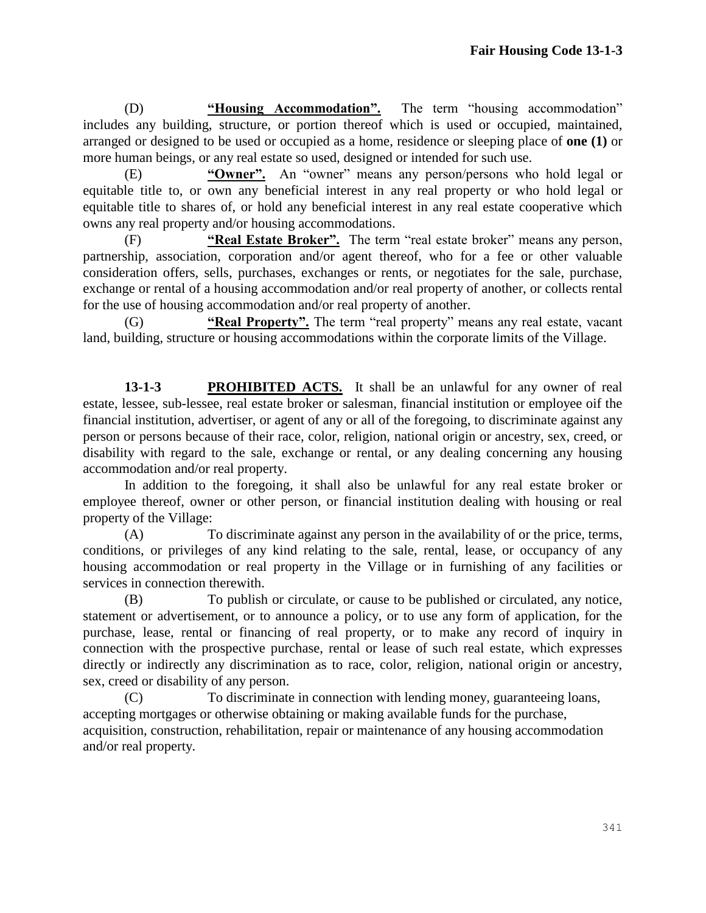(D) **"Housing Accommodation".** The term "housing accommodation" includes any building, structure, or portion thereof which is used or occupied, maintained, arranged or designed to be used or occupied as a home, residence or sleeping place of **one (1)** or more human beings, or any real estate so used, designed or intended for such use.

(E) **"Owner".** An "owner" means any person/persons who hold legal or equitable title to, or own any beneficial interest in any real property or who hold legal or equitable title to shares of, or hold any beneficial interest in any real estate cooperative which owns any real property and/or housing accommodations.

(F) **"Real Estate Broker".** The term "real estate broker" means any person, partnership, association, corporation and/or agent thereof, who for a fee or other valuable consideration offers, sells, purchases, exchanges or rents, or negotiates for the sale, purchase, exchange or rental of a housing accommodation and/or real property of another, or collects rental for the use of housing accommodation and/or real property of another.

(G) **"Real Property".** The term "real property" means any real estate, vacant land, building, structure or housing accommodations within the corporate limits of the Village.

**13-1-3 PROHIBITED ACTS.** It shall be an unlawful for any owner of real estate, lessee, sub-lessee, real estate broker or salesman, financial institution or employee oif the financial institution, advertiser, or agent of any or all of the foregoing, to discriminate against any person or persons because of their race, color, religion, national origin or ancestry, sex, creed, or disability with regard to the sale, exchange or rental, or any dealing concerning any housing accommodation and/or real property.

In addition to the foregoing, it shall also be unlawful for any real estate broker or employee thereof, owner or other person, or financial institution dealing with housing or real property of the Village:

(A) To discriminate against any person in the availability of or the price, terms, conditions, or privileges of any kind relating to the sale, rental, lease, or occupancy of any housing accommodation or real property in the Village or in furnishing of any facilities or services in connection therewith.

(B) To publish or circulate, or cause to be published or circulated, any notice, statement or advertisement, or to announce a policy, or to use any form of application, for the purchase, lease, rental or financing of real property, or to make any record of inquiry in connection with the prospective purchase, rental or lease of such real estate, which expresses directly or indirectly any discrimination as to race, color, religion, national origin or ancestry, sex, creed or disability of any person.

(C) To discriminate in connection with lending money, guaranteeing loans, accepting mortgages or otherwise obtaining or making available funds for the purchase, acquisition, construction, rehabilitation, repair or maintenance of any housing accommodation and/or real property.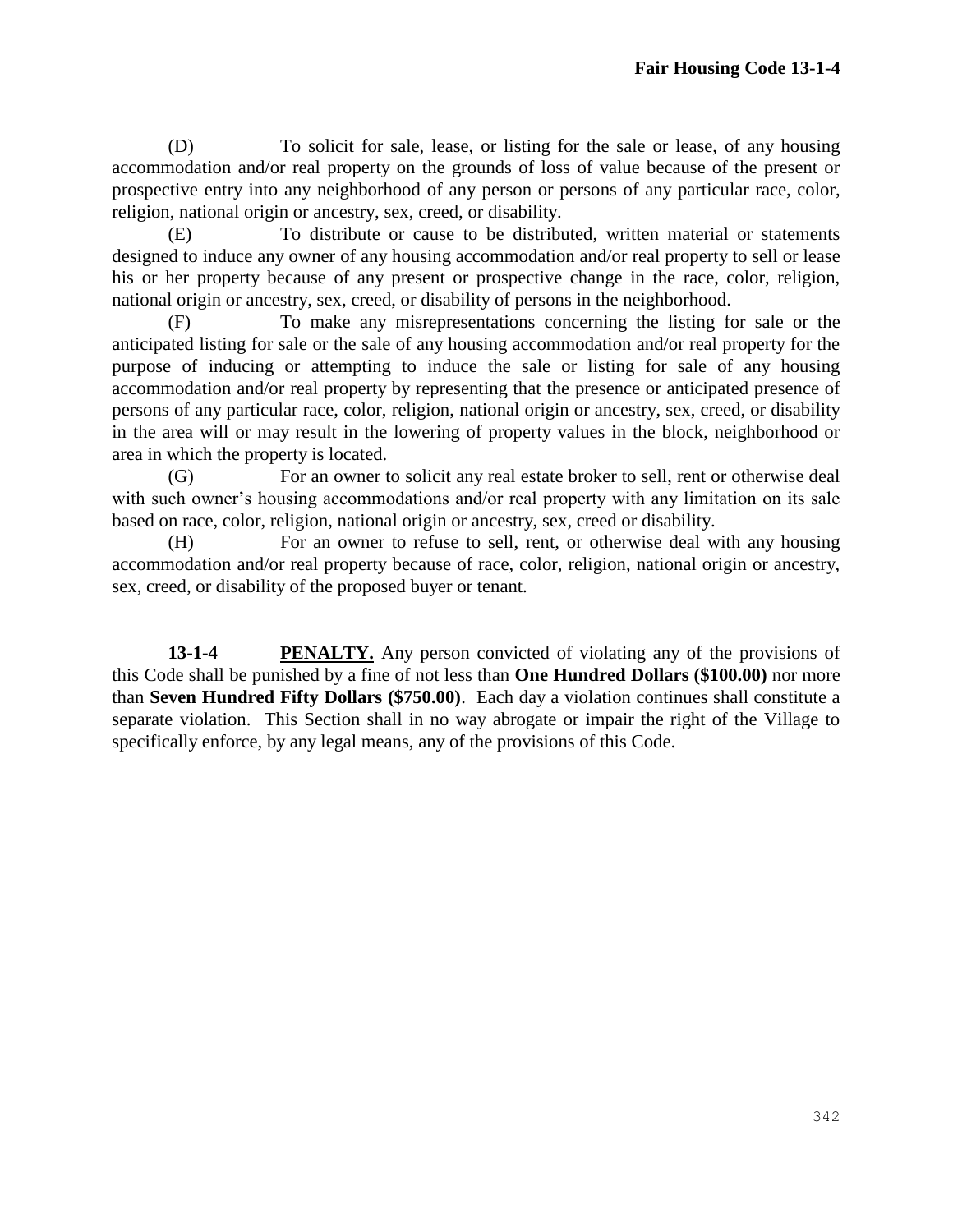(D) To solicit for sale, lease, or listing for the sale or lease, of any housing accommodation and/or real property on the grounds of loss of value because of the present or prospective entry into any neighborhood of any person or persons of any particular race, color, religion, national origin or ancestry, sex, creed, or disability.

(E) To distribute or cause to be distributed, written material or statements designed to induce any owner of any housing accommodation and/or real property to sell or lease his or her property because of any present or prospective change in the race, color, religion, national origin or ancestry, sex, creed, or disability of persons in the neighborhood.

(F) To make any misrepresentations concerning the listing for sale or the anticipated listing for sale or the sale of any housing accommodation and/or real property for the purpose of inducing or attempting to induce the sale or listing for sale of any housing accommodation and/or real property by representing that the presence or anticipated presence of persons of any particular race, color, religion, national origin or ancestry, sex, creed, or disability in the area will or may result in the lowering of property values in the block, neighborhood or area in which the property is located.

(G) For an owner to solicit any real estate broker to sell, rent or otherwise deal with such owner's housing accommodations and/or real property with any limitation on its sale based on race, color, religion, national origin or ancestry, sex, creed or disability.

(H) For an owner to refuse to sell, rent, or otherwise deal with any housing accommodation and/or real property because of race, color, religion, national origin or ancestry, sex, creed, or disability of the proposed buyer or tenant.

**13-1-4** **PENALTY.** Any person convicted of violating any of the provisions of this Code shall be punished by a fine of not less than **One Hundred Dollars ($100.00)** nor more than **Seven Hundred Fifty Dollars ($750.00)**. Each day a violation continues shall constitute a separate violation. This Section shall in no way abrogate or impair the right of the Village to specifically enforce, by any legal means, any of the provisions of this Code.